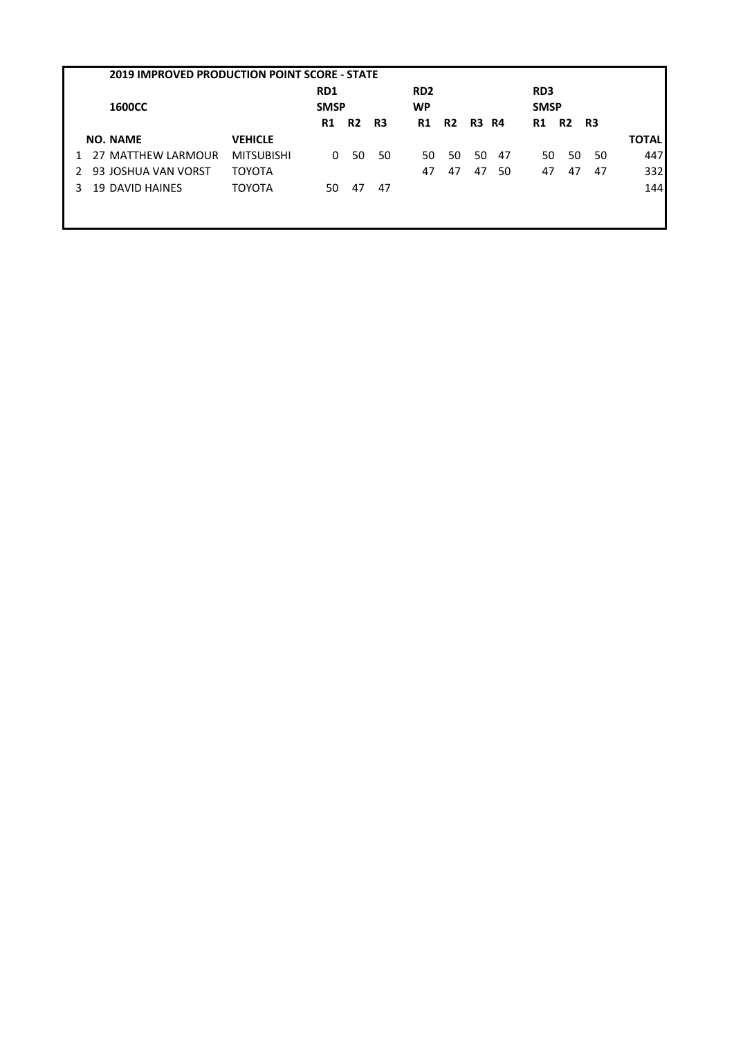## 2019 IMPROVED PRODUCTION POINT SCORE - STATE

### 1600CC

| | NO. | NAME | VEHICLE | RD1 SMSP | | | RD2 WP | | | | RD3 SMSP | | | TOTAL |
|---|---|---|---|---|---|---|---|---|---|---|---|---|---|---|
| | | | | R1 | R2 | R3 | R1 | R2 | R3 | R4 | R1 | R2 | R3 | |
| 1 | 27 | MATTHEW LARMOUR | MITSUBISHI | 0 | 50 | 50 | 50 | 50 | 50 | 47 | 50 | 50 | 50 | 447 |
| 2 | 93 | JOSHUA VAN VORST | TOYOTA | | | | 47 | 47 | 47 | 50 | 47 | 47 | 47 | 332 |
| 3 | 19 | DAVID HAINES | TOYOTA | 50 | 47 | 47 | | | | | | | | 144 |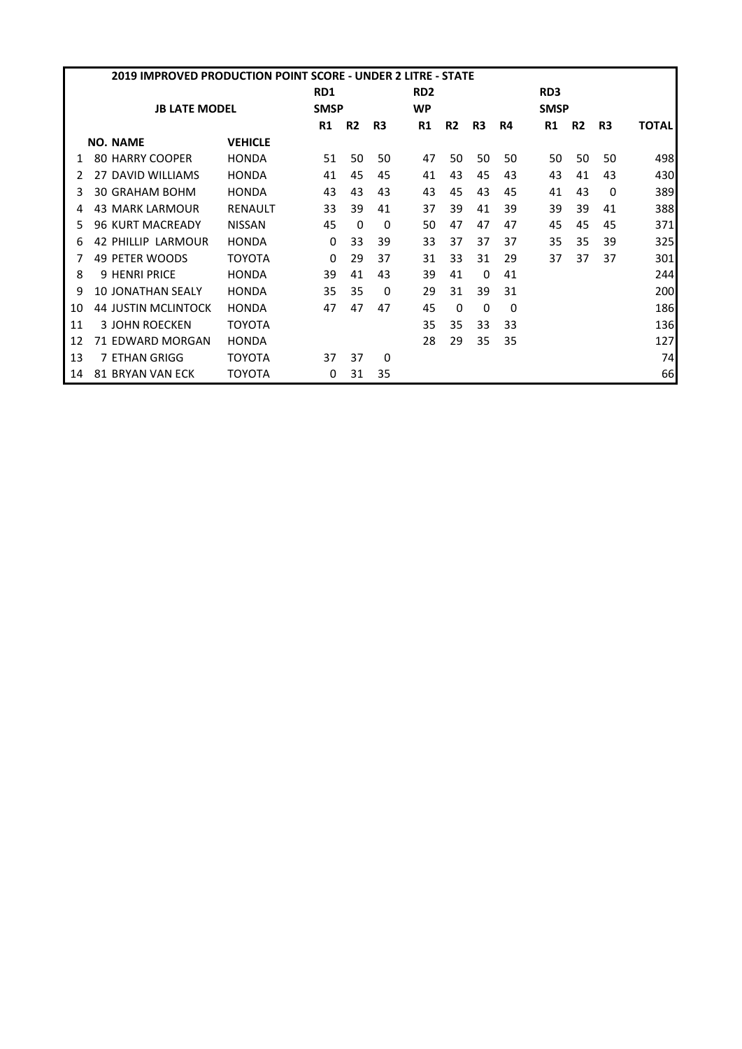| 2019 IMPROVED PRODUCTION POINT SCORE - UNDER 2 LITRE - STATE | | | | | | | | | | | | | | | |
|---|---|---|---|---|---|---|---|---|---|---|---|---|---|---|---|
| | | | RD1 | | | RD2 | | | | RD3 | | | |
| | JB LATE MODEL | | SMSP | | | WP | | | | SMSP | | | |
| | | | R1 | R2 | R3 | R1 | R2 | R3 | R4 | R1 | R2 | R3 | TOTAL |
| | NO. NAME | VEHICLE | | | | | | | | | | | |
| 1 | 80 HARRY COOPER | HONDA | 51 | 50 | 50 | 47 | 50 | 50 | 50 | 50 | 50 | 50 | 498 |
| 2 | 27 DAVID WILLIAMS | HONDA | 41 | 45 | 45 | 41 | 43 | 45 | 43 | 43 | 41 | 43 | 430 |
| 3 | 30 GRAHAM BOHM | HONDA | 43 | 43 | 43 | 43 | 45 | 43 | 45 | 41 | 43 | 0 | 389 |
| 4 | 43 MARK LARMOUR | RENAULT | 33 | 39 | 41 | 37 | 39 | 41 | 39 | 39 | 39 | 41 | 388 |
| 5 | 96 KURT MACREADY | NISSAN | 45 | 0 | 0 | 50 | 47 | 47 | 47 | 45 | 45 | 45 | 371 |
| 6 | 42 PHILLIP LARMOUR | HONDA | 0 | 33 | 39 | 33 | 37 | 37 | 37 | 35 | 35 | 39 | 325 |
| 7 | 49 PETER WOODS | TOYOTA | 0 | 29 | 37 | 31 | 33 | 31 | 29 | 37 | 37 | 37 | 301 |
| 8 | 9 HENRI PRICE | HONDA | 39 | 41 | 43 | 39 | 41 | 0 | 41 | | | | 244 |
| 9 | 10 JONATHAN SEALY | HONDA | 35 | 35 | 0 | 29 | 31 | 39 | 31 | | | | 200 |
| 10 | 44 JUSTIN MCLINTOCK | HONDA | 47 | 47 | 47 | 45 | 0 | 0 | 0 | | | | 186 |
| 11 | 3 JOHN ROECKEN | TOYOTA | | | | 35 | 35 | 33 | 33 | | | | 136 |
| 12 | 71 EDWARD MORGAN | HONDA | | | | 28 | 29 | 35 | 35 | | | | 127 |
| 13 | 7 ETHAN GRIGG | TOYOTA | 37 | 37 | 0 | | | | | | | | 74 |
| 14 | 81 BRYAN VAN ECK | TOYOTA | 0 | 31 | 35 | | | | | | | | 66 |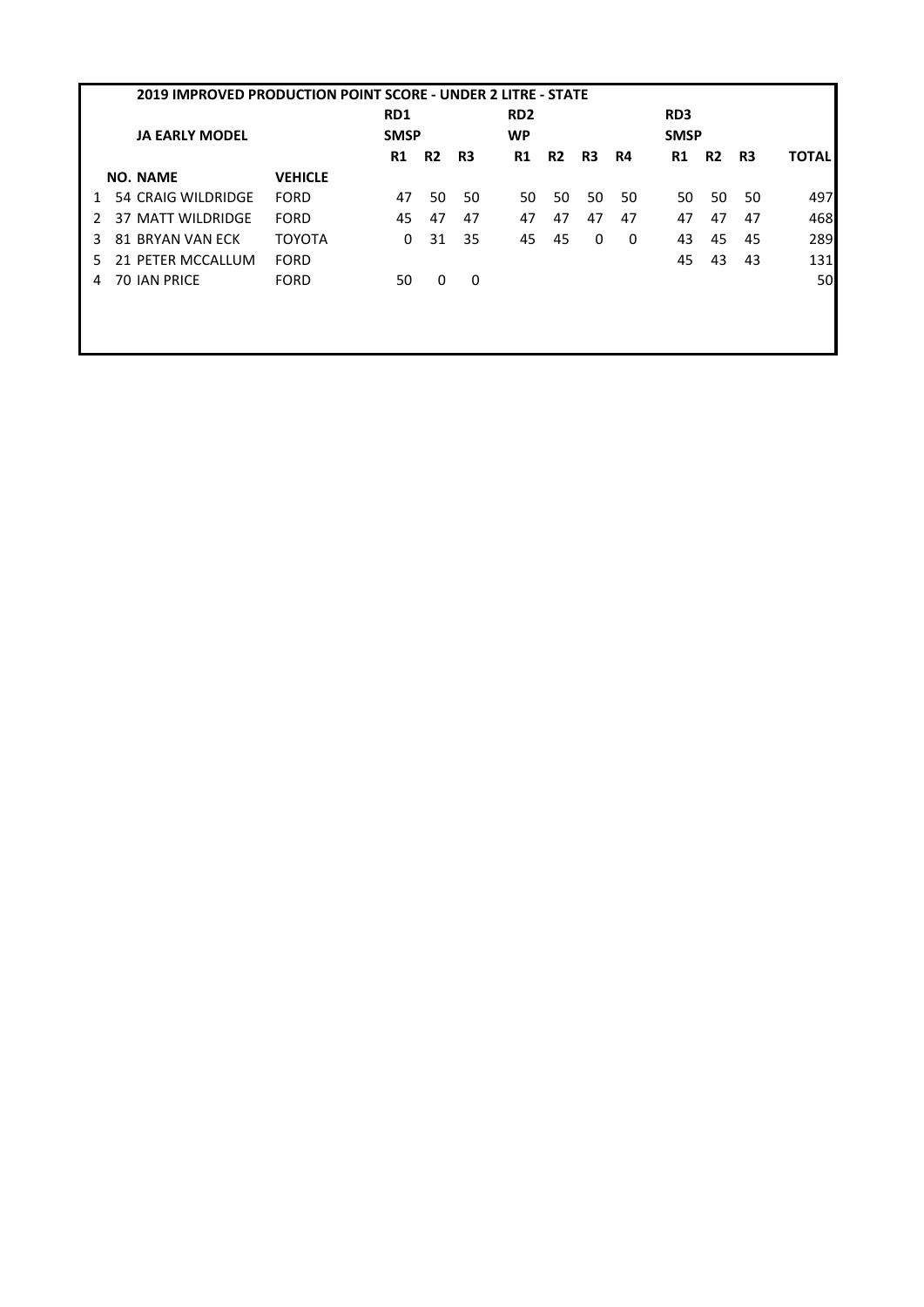## 2019 IMPROVED PRODUCTION POINT SCORE - UNDER 2 LITRE - STATE

| | JA EARLY MODEL | | RD1 SMSP | | | RD2 WP | | | | RD3 SMSP | | | |
|---|---|---|---|---|---|---|---|---|---|---|---|---|---|
| | | | R1 | R2 | R3 | R1 | R2 | R3 | R4 | R1 | R2 | R3 | TOTAL |
| | NO. NAME | VEHICLE | | | | | | | | | | | |
| 1 | 54 CRAIG WILDRIDGE | FORD | 47 | 50 | 50 | 50 | 50 | 50 | 50 | 50 | 50 | 50 | 497 |
| 2 | 37 MATT WILDRIDGE | FORD | 45 | 47 | 47 | 47 | 47 | 47 | 47 | 47 | 47 | 47 | 468 |
| 3 | 81 BRYAN VAN ECK | TOYOTA | 0 | 31 | 35 | 45 | 45 | 0 | 0 | 43 | 45 | 45 | 289 |
| 5 | 21 PETER MCCALLUM | FORD | | | | | | | | 45 | 43 | 43 | 131 |
| 4 | 70 IAN PRICE | FORD | 50 | 0 | 0 | | | | | | | | 50 |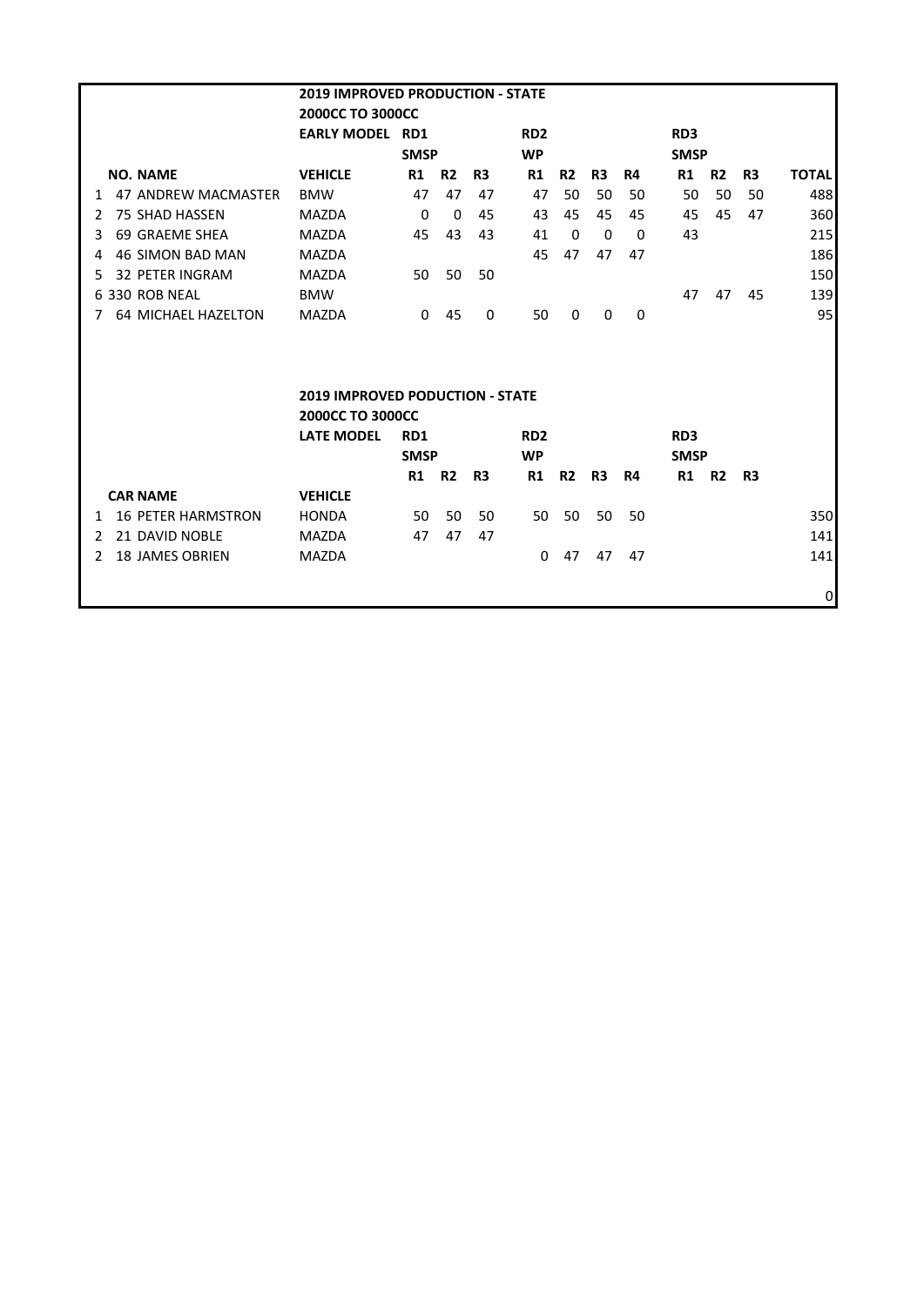| | | | 2019 IMPROVED PRODUCTION - STATE | | | | | | | | | | | |
|---|---|---|---|---|---|---|---|---|---|---|---|---|---|---|
| | | | 2000CC TO 3000CC | | | | | | | | | | | |
| | | | EARLY MODEL | RD1 | | | RD2 | | | | RD3 | | | |
| | | | | SMSP | | | WP | | | | SMSP | | | |
| | NO. | NAME | VEHICLE | R1 | R2 | R3 | R1 | R2 | R3 | R4 | R1 | R2 | R3 | TOTAL |
| 1 | 47 | ANDREW MACMASTER | BMW | 47 | 47 | 47 | 47 | 50 | 50 | 50 | 50 | 50 | 50 | 488 |
| 2 | 75 | SHAD HASSEN | MAZDA | 0 | 0 | 45 | 43 | 45 | 45 | 45 | 45 | 45 | 47 | 360 |
| 3 | 69 | GRAEME SHEA | MAZDA | 45 | 43 | 43 | 41 | 0 | 0 | 0 | 43 | | | 215 |
| 4 | 46 | SIMON BAD MAN | MAZDA | | | | 45 | 47 | 47 | 47 | | | | 186 |
| 5 | 32 | PETER INGRAM | MAZDA | 50 | 50 | 50 | | | | | | | | 150 |
| 6 | 330 | ROB NEAL | BMW | | | | | | | | 47 | 47 | 45 | 139 |
| 7 | 64 | MICHAEL HAZELTON | MAZDA | 0 | 45 | 0 | 50 | 0 | 0 | 0 | | | | 95 |

| | | | 2019 IMPROVED PODUCTION - STATE | | | | | | | | | | | |
|---|---|---|---|---|---|---|---|---|---|---|---|---|---|---|
| | | | 2000CC TO 3000CC | | | | | | | | | | | |
| | | | LATE MODEL | RD1 | | | RD2 | | | | RD3 | | | |
| | | | | SMSP | | | WP | | | | SMSP | | | |
| | | | | R1 | R2 | R3 | R1 | R2 | R3 | R4 | R1 | R2 | R3 | |
| | CAR | NAME | VEHICLE | | | | | | | | | | | |
| 1 | 16 | PETER HARMSTRON | HONDA | 50 | 50 | 50 | 50 | 50 | 50 | 50 | | | | 350 |
| 2 | 21 | DAVID NOBLE | MAZDA | 47 | 47 | 47 | | | | | | | | 141 |
| 2 | 18 | JAMES OBRIEN | MAZDA | | | | 0 | 47 | 47 | 47 | | | | 141 |
| | | | | | | | | | | | | | | 0 |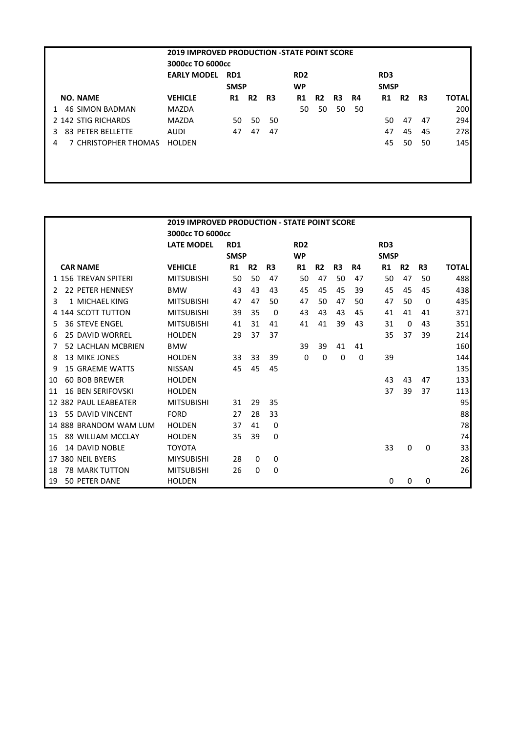## 2019 IMPROVED PRODUCTION -STATE POINT SCORE

### 3000cc TO 6000cc

| | | EARLY MODEL | RD1 | | | RD2 | | | | RD3 | | | |
|---|---|---|---|---|---|---|---|---|---|---|---|---|---|
| | | | SMSP | | | WP | | | | SMSP | | | |
| | NO. NAME | VEHICLE | R1 | R2 | R3 | R1 | R2 | R3 | R4 | R1 | R2 | R3 | TOTAL |
| 1 | 46 SIMON BADMAN | MAZDA | | | | 50 | 50 | 50 | 50 | | | | 200 |
| 2 | 142 STIG RICHARDS | MAZDA | 50 | 50 | 50 | | | | | 50 | 47 | 47 | 294 |
| 3 | 83 PETER BELLETTE | AUDI | 47 | 47 | 47 | | | | | 47 | 45 | 45 | 278 |
| 4 | 7 CHRISTOPHER THOMAS | HOLDEN | | | | | | | | 45 | 50 | 50 | 145 |

## 2019 IMPROVED PRODUCTION - STATE POINT SCORE

### 3000cc TO 6000cc

| | | LATE MODEL | RD1 | | | RD2 | | | | RD3 | | | |
|---|---|---|---|---|---|---|---|---|---|---|---|---|---|
| | | | SMSP | | | WP | | | | SMSP | | | |
| | CAR NAME | VEHICLE | R1 | R2 | R3 | R1 | R2 | R3 | R4 | R1 | R2 | R3 | TOTAL |
| 1 | 156 TREVAN SPITERI | MITSUBISHI | 50 | 50 | 47 | 50 | 47 | 50 | 47 | 50 | 47 | 50 | 488 |
| 2 | 22 PETER HENNESY | BMW | 43 | 43 | 43 | 45 | 45 | 45 | 39 | 45 | 45 | 45 | 438 |
| 3 | 1 MICHAEL KING | MITSUBISHI | 47 | 47 | 50 | 47 | 50 | 47 | 50 | 47 | 50 | 0 | 435 |
| 4 | 144 SCOTT TUTTON | MITSUBISHI | 39 | 35 | 0 | 43 | 43 | 43 | 45 | 41 | 41 | 41 | 371 |
| 5 | 36 STEVE ENGEL | MITSUBISHI | 41 | 31 | 41 | 41 | 41 | 39 | 43 | 31 | 0 | 43 | 351 |
| 6 | 25 DAVID WORREL | HOLDEN | 29 | 37 | 37 | | | | | 35 | 37 | 39 | 214 |
| 7 | 52 LACHLAN MCBRIEN | BMW | | | | 39 | 39 | 41 | 41 | | | | 160 |
| 8 | 13 MIKE JONES | HOLDEN | 33 | 33 | 39 | 0 | 0 | 0 | 0 | 39 | | | 144 |
| 9 | 15 GRAEME WATTS | NISSAN | 45 | 45 | 45 | | | | | | | | 135 |
| 10 | 60 BOB BREWER | HOLDEN | | | | | | | | 43 | 43 | 47 | 133 |
| 11 | 16 BEN SERIFOVSKI | HOLDEN | | | | | | | | 37 | 39 | 37 | 113 |
| 12 | 382 PAUL LEABEATER | MITSUBISHI | 31 | 29 | 35 | | | | | | | | 95 |
| 13 | 55 DAVID VINCENT | FORD | 27 | 28 | 33 | | | | | | | | 88 |
| 14 | 888 BRANDOM WAM LUM | HOLDEN | 37 | 41 | 0 | | | | | | | | 78 |
| 15 | 88 WILLIAM MCCLAY | HOLDEN | 35 | 39 | 0 | | | | | | | | 74 |
| 16 | 14 DAVID NOBLE | TOYOTA | | | | | | | | 33 | 0 | 0 | 33 |
| 17 | 380 NEIL BYERS | MIYSUBISHI | 28 | 0 | 0 | | | | | | | | 28 |
| 18 | 78 MARK TUTTON | MITSUBISHI | 26 | 0 | 0 | | | | | | | | 26 |
| 19 | 50 PETER DANE | HOLDEN | | | | | | | | 0 | 0 | 0 | |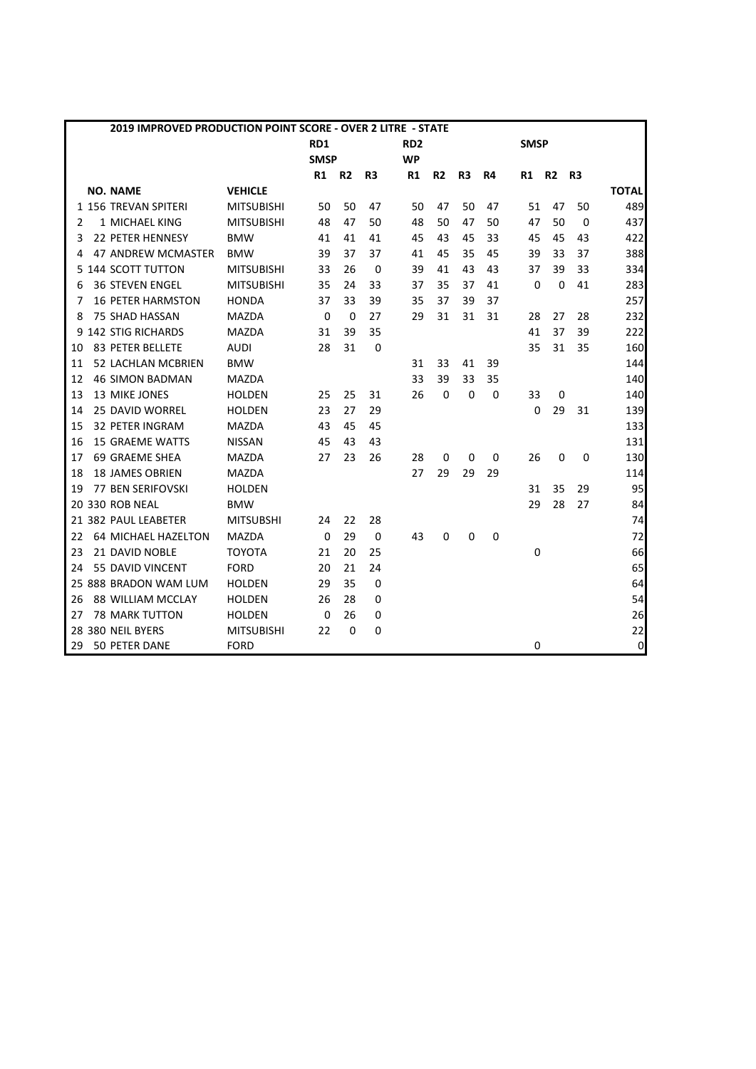**2019 IMPROVED PRODUCTION POINT SCORE - OVER 2 LITRE - STATE**

| | | | RD1 | | | RD2 | | | | | | | |
|---|---|---|---|---|---|---|---|---|---|---|---|---|---|
| | | | SMSP | | | WP | | | | SMSP | | | |
| | | | R1 | R2 | R3 | R1 | R2 | R3 | R4 | R1 | R2 | R3 | |
| | NO. NAME | VEHICLE | | | | | | | | | | | TOTAL |
| 1 | 156 TREVAN SPITERI | MITSUBISHI | 50 | 50 | 47 | 50 | 47 | 50 | 47 | 51 | 47 | 50 | 489 |
| 2 | 1 MICHAEL KING | MITSUBISHI | 48 | 47 | 50 | 48 | 50 | 47 | 50 | 47 | 50 | 0 | 437 |
| 3 | 22 PETER HENNESY | BMW | 41 | 41 | 41 | 45 | 43 | 45 | 33 | 45 | 45 | 43 | 422 |
| 4 | 47 ANDREW MCMASTER | BMW | 39 | 37 | 37 | 41 | 45 | 35 | 45 | 39 | 33 | 37 | 388 |
| 5 | 144 SCOTT TUTTON | MITSUBISHI | 33 | 26 | 0 | 39 | 41 | 43 | 43 | 37 | 39 | 33 | 334 |
| 6 | 36 STEVEN ENGEL | MITSUBISHI | 35 | 24 | 33 | 37 | 35 | 37 | 41 | 0 | 0 | 41 | 283 |
| 7 | 16 PETER HARMSTON | HONDA | 37 | 33 | 39 | 35 | 37 | 39 | 37 | | | | 257 |
| 8 | 75 SHAD HASSAN | MAZDA | 0 | 0 | 27 | 29 | 31 | 31 | 31 | 28 | 27 | 28 | 232 |
| 9 | 142 STIG RICHARDS | MAZDA | 31 | 39 | 35 | | | | | 41 | 37 | 39 | 222 |
| 10 | 83 PETER BELLETE | AUDI | 28 | 31 | 0 | | | | | 35 | 31 | 35 | 160 |
| 11 | 52 LACHLAN MCBRIEN | BMW | | | | 31 | 33 | 41 | 39 | | | | 144 |
| 12 | 46 SIMON BADMAN | MAZDA | | | | 33 | 39 | 33 | 35 | | | | 140 |
| 13 | 13 MIKE JONES | HOLDEN | 25 | 25 | 31 | 26 | 0 | 0 | 0 | 33 | 0 | | 140 |
| 14 | 25 DAVID WORREL | HOLDEN | 23 | 27 | 29 | | | | | 0 | 29 | 31 | 139 |
| 15 | 32 PETER INGRAM | MAZDA | 43 | 45 | 45 | | | | | | | | 133 |
| 16 | 15 GRAEME WATTS | NISSAN | 45 | 43 | 43 | | | | | | | | 131 |
| 17 | 69 GRAEME SHEA | MAZDA | 27 | 23 | 26 | 28 | 0 | 0 | 0 | 26 | 0 | 0 | 130 |
| 18 | 18 JAMES OBRIEN | MAZDA | | | | 27 | 29 | 29 | 29 | | | | 114 |
| 19 | 77 BEN SERIFOVSKI | HOLDEN | | | | | | | | 31 | 35 | 29 | 95 |
| 20 | 330 ROB NEAL | BMW | | | | | | | | 29 | 28 | 27 | 84 |
| 21 | 382 PAUL LEABETER | MITSUBSHI | 24 | 22 | 28 | | | | | | | | 74 |
| 22 | 64 MICHAEL HAZELTON | MAZDA | 0 | 29 | 0 | 43 | 0 | 0 | 0 | | | | 72 |
| 23 | 21 DAVID NOBLE | TOYOTA | 21 | 20 | 25 | | | | | 0 | | | 66 |
| 24 | 55 DAVID VINCENT | FORD | 20 | 21 | 24 | | | | | | | | 65 |
| 25 | 888 BRADON WAM LUM | HOLDEN | 29 | 35 | 0 | | | | | | | | 64 |
| 26 | 88 WILLIAM MCCLAY | HOLDEN | 26 | 28 | 0 | | | | | | | | 54 |
| 27 | 78 MARK TUTTON | HOLDEN | 0 | 26 | 0 | | | | | | | | 26 |
| 28 | 380 NEIL BYERS | MITSUBISHI | 22 | 0 | 0 | | | | | | | | 22 |
| 29 | 50 PETER DANE | FORD | | | | | | | | 0 | | | 0 |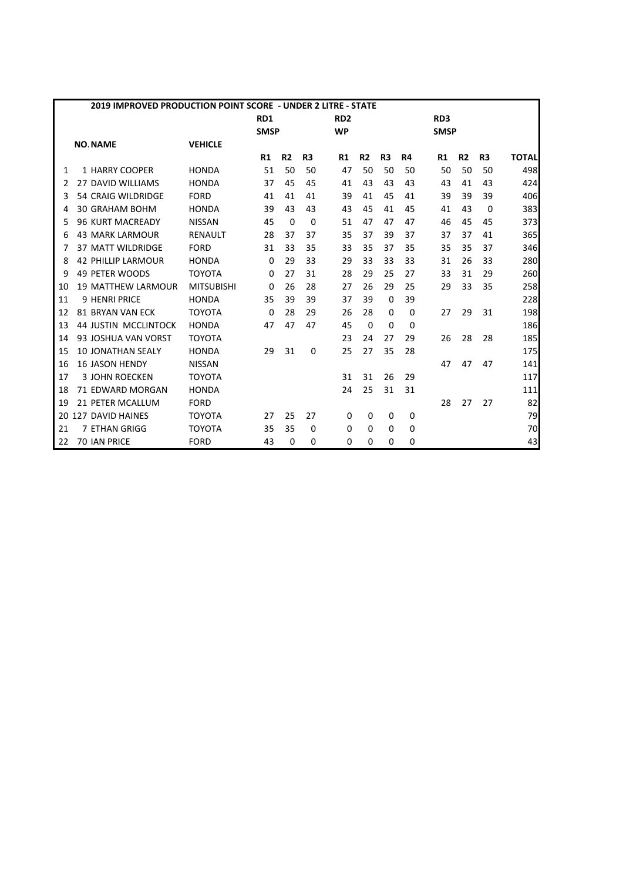| | | | | | | | | | | | | | | |
|---|---|---|---|---|---|---|---|---|---|---|---|---|---|---|
| **2019 IMPROVED PRODUCTION POINT SCORE - UNDER 2 LITRE - STATE** | | | | | | | | | | | | | | |
| | | | **RD1** | | | **RD2** | | | | **RD3** | | | | |
| | | | **SMSP** | | | **WP** | | | | **SMSP** | | | | |
| | **NO. NAME** | **VEHICLE** | | | | | | | | | | | | |
| | | | **R1** | **R2** | **R3** | **R1** | **R2** | **R3** | **R4** | **R1** | **R2** | **R3** | | **TOTAL** |
| 1 | 1 HARRY COOPER | HONDA | 51 | 50 | 50 | 47 | 50 | 50 | 50 | 50 | 50 | 50 | | 498 |
| 2 | 27 DAVID WILLIAMS | HONDA | 37 | 45 | 45 | 41 | 43 | 43 | 43 | 43 | 41 | 43 | | 424 |
| 3 | 54 CRAIG WILDRIDGE | FORD | 41 | 41 | 41 | 39 | 41 | 45 | 41 | 39 | 39 | 39 | | 406 |
| 4 | 30 GRAHAM BOHM | HONDA | 39 | 43 | 43 | 43 | 45 | 41 | 45 | 41 | 43 | 0 | | 383 |
| 5 | 96 KURT MACREADY | NISSAN | 45 | 0 | 0 | 51 | 47 | 47 | 47 | 46 | 45 | 45 | | 373 |
| 6 | 43 MARK LARMOUR | RENAULT | 28 | 37 | 37 | 35 | 37 | 39 | 37 | 37 | 37 | 41 | | 365 |
| 7 | 37 MATT WILDRIDGE | FORD | 31 | 33 | 35 | 33 | 35 | 37 | 35 | 35 | 35 | 37 | | 346 |
| 8 | 42 PHILLIP LARMOUR | HONDA | 0 | 29 | 33 | 29 | 33 | 33 | 33 | 31 | 26 | 33 | | 280 |
| 9 | 49 PETER WOODS | TOYOTA | 0 | 27 | 31 | 28 | 29 | 25 | 27 | 33 | 31 | 29 | | 260 |
| 10 | 19 MATTHEW LARMOUR | MITSUBISHI | 0 | 26 | 28 | 27 | 26 | 29 | 25 | 29 | 33 | 35 | | 258 |
| 11 | 9 HENRI PRICE | HONDA | 35 | 39 | 39 | 37 | 39 | 0 | 39 | | | | | 228 |
| 12 | 81 BRYAN VAN ECK | TOYOTA | 0 | 28 | 29 | 26 | 28 | 0 | 0 | 27 | 29 | 31 | | 198 |
| 13 | 44 JUSTIN MCCLINTOCK | HONDA | 47 | 47 | 47 | 45 | 0 | 0 | 0 | | | | | 186 |
| 14 | 93 JOSHUA VAN VORST | TOYOTA | | | | 23 | 24 | 27 | 29 | 26 | 28 | 28 | | 185 |
| 15 | 10 JONATHAN SEALY | HONDA | 29 | 31 | 0 | 25 | 27 | 35 | 28 | | | | | 175 |
| 16 | 16 JASON HENDY | NISSAN | | | | | | | | 47 | 47 | 47 | | 141 |
| 17 | 3 JOHN ROECKEN | TOYOTA | | | | 31 | 31 | 26 | 29 | | | | | 117 |
| 18 | 71 EDWARD MORGAN | HONDA | | | | 24 | 25 | 31 | 31 | | | | | 111 |
| 19 | 21 PETER MCALLUM | FORD | | | | | | | | 28 | 27 | 27 | | 82 |
| 20 | 127 DAVID HAINES | TOYOTA | 27 | 25 | 27 | 0 | 0 | 0 | 0 | | | | | 79 |
| 21 | 7 ETHAN GRIGG | TOYOTA | 35 | 35 | 0 | 0 | 0 | 0 | 0 | | | | | 70 |
| 22 | 70 IAN PRICE | FORD | 43 | 0 | 0 | 0 | 0 | 0 | 0 | | | | | 43 |